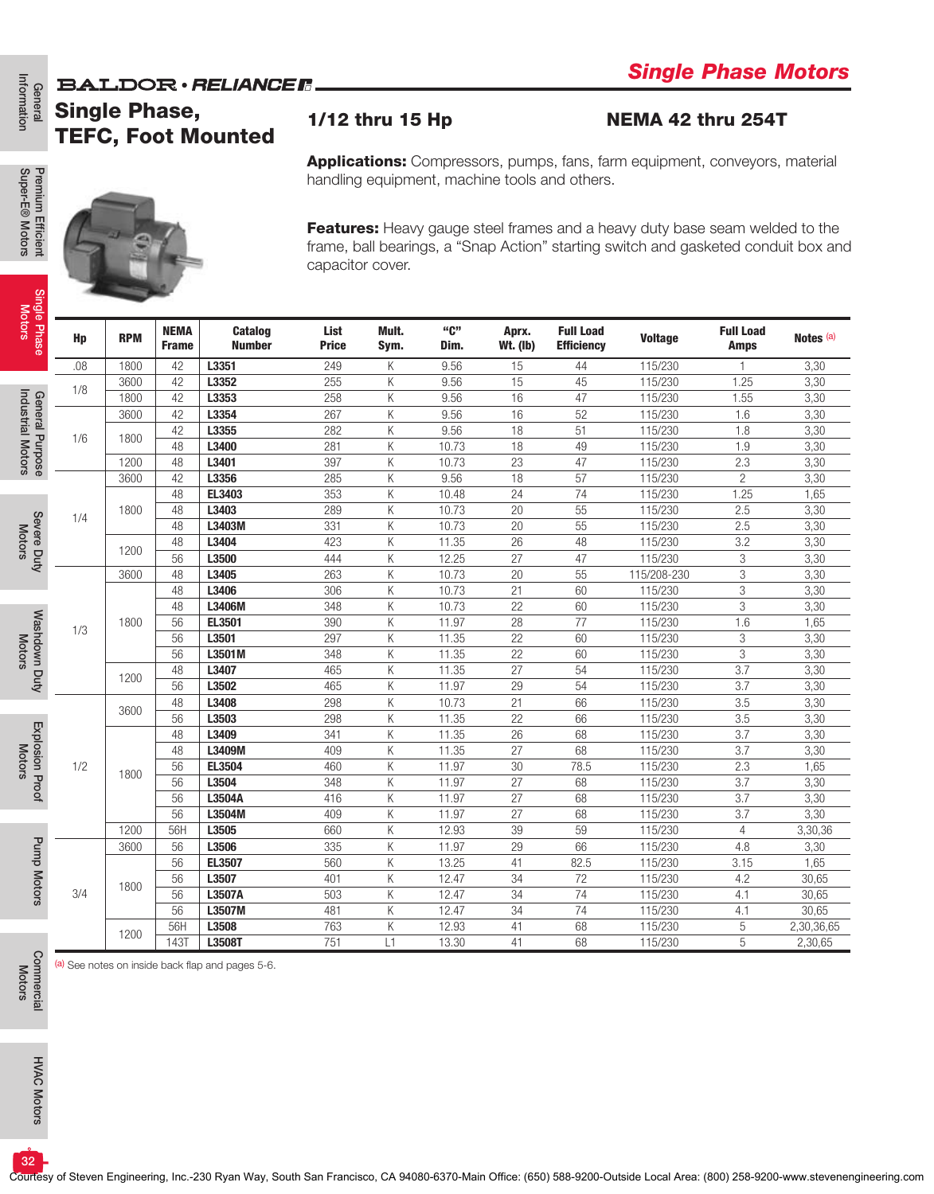# Single Phase Motors

## Single Phase, TEFC, Foot Mounted

**1/12 thru 15 Hp** **NEMA 42 thru 254T**

**Applications:** Compressors, pumps, fans, farm equipment, conveyors, material handling equipment, machine tools and others.

**Features:** Heavy gauge steel frames and a heavy duty base seam welded to the frame, ball bearings, a "Snap Action" starting switch and gasketed conduit box and capacitor cover.

| Hp | RPM | NEMA Frame | Catalog Number | List Price | Mult. Sym. | "C" Dim. | Aprx. Wt. (lb) | Full Load Efficiency | Voltage | Full Load Amps | Notes [a] |
|---|---|---|---|---|---|---|---|---|---|---|---|
| .08 | 1800 | 42 | **L3351** | 249 | K | 9.56 | 15 | 44 | 115/230 | 1 | 3,30 |
| 1/8 | 3600 | 42 | **L3352** | 255 | K | 9.56 | 15 | 45 | 115/230 | 1.25 | 3,30 |
| | 1800 | 42 | **L3353** | 258 | K | 9.56 | 16 | 47 | 115/230 | 1.55 | 3,30 |
| 1/6 | 3600 | 42 | **L3354** | 267 | K | 9.56 | 16 | 52 | 115/230 | 1.6 | 3,30 |
| | 1800 | 42 | **L3355** | 282 | K | 9.56 | 18 | 51 | 115/230 | 1.8 | 3,30 |
| | | 48 | **L3400** | 281 | K | 10.73 | 18 | 49 | 115/230 | 1.9 | 3,30 |
| | 1200 | 48 | **L3401** | 397 | K | 10.73 | 23 | 47 | 115/230 | 2.3 | 3,30 |
| 1/4 | 3600 | 42 | **L3356** | 285 | K | 9.56 | 18 | 57 | 115/230 | 2 | 3,30 |
| | 1800 | 48 | **EL3403** | 353 | K | 10.48 | 24 | 74 | 115/230 | 1.25 | 1,65 |
| | | 48 | **L3403** | 289 | K | 10.73 | 20 | 55 | 115/230 | 2.5 | 3,30 |
| | | 48 | **L3403M** | 331 | K | 10.73 | 20 | 55 | 115/230 | 2.5 | 3,30 |
| | 1200 | 48 | **L3404** | 423 | K | 11.35 | 26 | 48 | 115/230 | 3.2 | 3,30 |
| | | 56 | **L3500** | 444 | K | 12.25 | 27 | 47 | 115/230 | 3 | 3,30 |
| 1/3 | 3600 | 48 | **L3405** | 263 | K | 10.73 | 20 | 55 | 115/208-230 | 3 | 3,30 |
| | 1800 | 48 | **L3406** | 306 | K | 10.73 | 21 | 60 | 115/230 | 3 | 3,30 |
| | | 48 | **L3406M** | 348 | K | 10.73 | 22 | 60 | 115/230 | 3 | 3,30 |
| | | 56 | **EL3501** | 390 | K | 11.97 | 28 | 77 | 115/230 | 1.6 | 1,65 |
| | | 56 | **L3501** | 297 | K | 11.35 | 22 | 60 | 115/230 | 3 | 3,30 |
| | | 56 | **L3501M** | 348 | K | 11.35 | 22 | 60 | 115/230 | 3 | 3,30 |
| | 1200 | 48 | **L3407** | 465 | K | 11.35 | 27 | 54 | 115/230 | 3.7 | 3,30 |
| | | 56 | **L3502** | 465 | K | 11.97 | 29 | 54 | 115/230 | 3.7 | 3,30 |
| 1/2 | 3600 | 48 | **L3408** | 298 | K | 10.73 | 21 | 66 | 115/230 | 3.5 | 3,30 |
| | | 56 | **L3503** | 298 | K | 11.35 | 22 | 66 | 115/230 | 3.5 | 3,30 |
| | 1800 | 48 | **L3409** | 341 | K | 11.35 | 26 | 68 | 115/230 | 3.7 | 3,30 |
| | | 48 | **L3409M** | 409 | K | 11.35 | 27 | 68 | 115/230 | 3.7 | 3,30 |
| | | 56 | **EL3504** | 460 | K | 11.97 | 30 | 78.5 | 115/230 | 2.3 | 1,65 |
| | | 56 | **L3504** | 348 | K | 11.97 | 27 | 68 | 115/230 | 3.7 | 3,30 |
| | | 56 | **L3504A** | 416 | K | 11.97 | 27 | 68 | 115/230 | 3.7 | 3,30 |
| | | 56 | **L3504M** | 409 | K | 11.97 | 27 | 68 | 115/230 | 3.7 | 3,30 |
| | 1200 | 56H | **L3505** | 660 | K | 12.93 | 39 | 59 | 115/230 | 4 | 3,30,36 |
| 3/4 | 3600 | 56 | **L3506** | 335 | K | 11.97 | 29 | 66 | 115/230 | 4.8 | 3,30 |
| | 1800 | 56 | **EL3507** | 560 | K | 13.25 | 41 | 82.5 | 115/230 | 3.15 | 1,65 |
| | | 56 | **L3507** | 401 | K | 12.47 | 34 | 72 | 115/230 | 4.2 | 30,65 |
| | | 56 | **L3507A** | 503 | K | 12.47 | 34 | 74 | 115/230 | 4.1 | 30,65 |
| | | 56 | **L3507M** | 481 | K | 12.47 | 34 | 74 | 115/230 | 4.1 | 30,65 |
| | 1200 | 56H | **L3508** | 763 | K | 12.93 | 41 | 68 | 115/230 | 5 | 2,30,36,65 |
| | | 143T | **L3508T** | 751 | L1 | 13.30 | 41 | 68 | 115/230 | 5 | 2,30,65 |

[a] See notes on inside back flap and pages 5-6.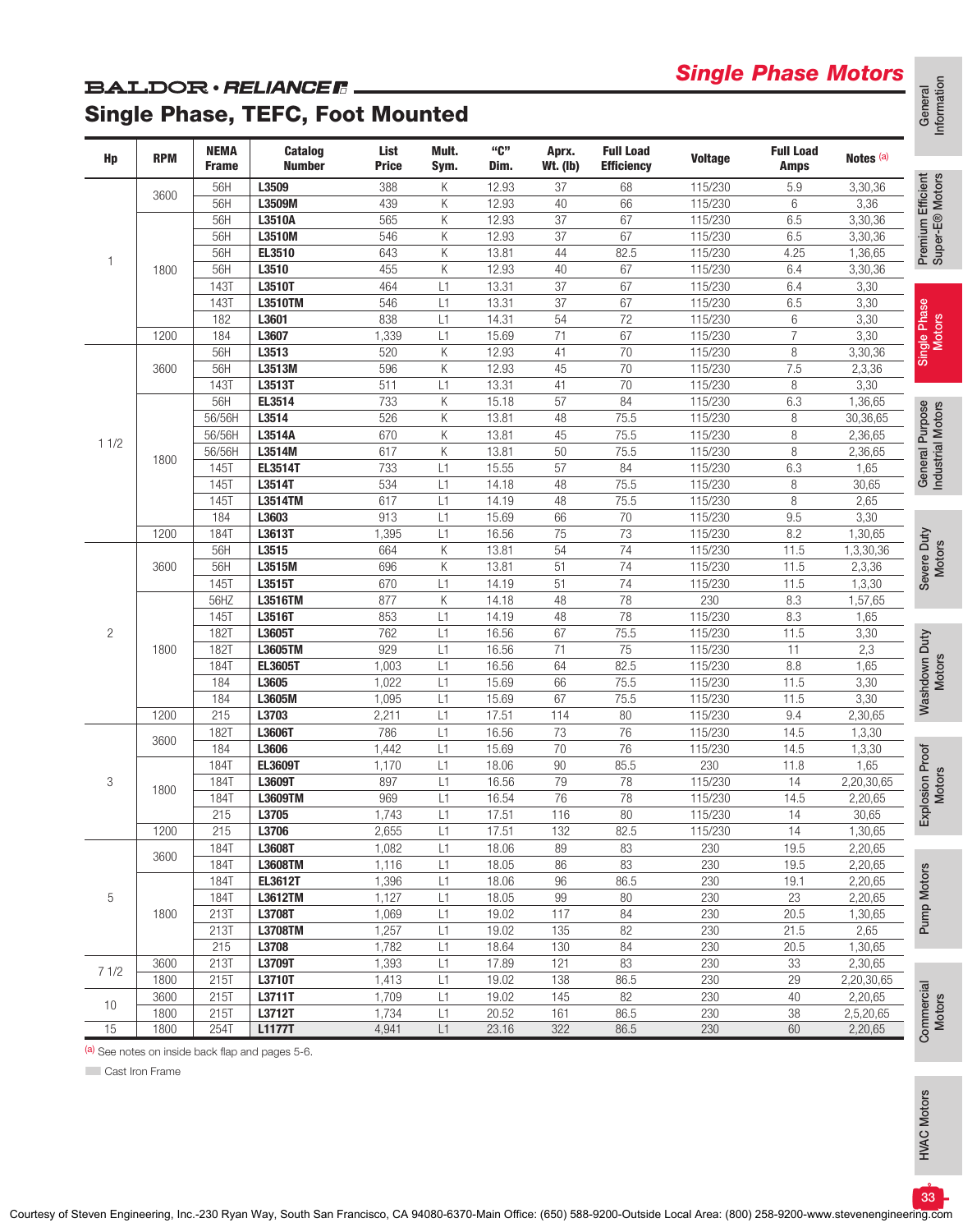# Single Phase Motors

## Single Phase, TEFC, Foot Mounted

| Hp | RPM | NEMA Frame | Catalog Number | List Price | Mult. Sym. | "C" Dim. | Aprx. Wt. (lb) | Full Load Efficiency | Voltage | Full Load Amps | Notes [a] |
|---|---|---|---|---|---|---|---|---|---|---|---|
| 1 | 3600 | 56H | **L3509** | 388 | K | 12.93 | 37 | 68 | 115/230 | 5.9 | 3,30,36 |
| | | 56H | **L3509M** | 439 | K | 12.93 | 40 | 66 | 115/230 | 6 | 3,36 |
| | 1800 | 56H | **L3510A** | 565 | K | 12.93 | 37 | 67 | 115/230 | 6.5 | 3,30,36 |
| | | 56H | **L3510M** | 546 | K | 12.93 | 37 | 67 | 115/230 | 6.5 | 3,30,36 |
| | | 56H | **EL3510** | 643 | K | 13.81 | 44 | 82.5 | 115/230 | 4.25 | 1,36,65 |
| | | 56H | **L3510** | 455 | K | 12.93 | 40 | 67 | 115/230 | 6.4 | 3,30,36 |
| | | 143T | **L3510T** | 464 | L1 | 13.31 | 37 | 67 | 115/230 | 6.4 | 3,30 |
| | | 143T | **L3510TM** | 546 | L1 | 13.31 | 37 | 67 | 115/230 | 6.5 | 3,30 |
| | | 182 | **L3601** | 838 | L1 | 14.31 | 54 | 72 | 115/230 | 6 | 3,30 |
| | 1200 | 184 | **L3607** | 1,339 | L1 | 15.69 | 71 | 67 | 115/230 | 7 | 3,30 |
| 1 1/2 | 3600 | 56H | **L3513** | 520 | K | 12.93 | 41 | 70 | 115/230 | 8 | 3,30,36 |
| | | 56H | **L3513M** | 596 | K | 12.93 | 45 | 70 | 115/230 | 7.5 | 2,3,36 |
| | | 143T | **L3513T** | 511 | L1 | 13.31 | 41 | 70 | 115/230 | 8 | 3,30 |
| | 1800 | 56H | **EL3514** | 733 | K | 15.18 | 57 | 84 | 115/230 | 6.3 | 1,36,65 |
| | | 56/56H | **L3514** | 526 | K | 13.81 | 48 | 75.5 | 115/230 | 8 | 30,36,65 |
| | | 56/56H | **L3514A** | 670 | K | 13.81 | 45 | 75.5 | 115/230 | 8 | 2,36,65 |
| | | 56/56H | **L3514M** | 617 | K | 13.81 | 50 | 75.5 | 115/230 | 8 | 2,36,65 |
| | | 145T | **EL3514T** | 733 | L1 | 15.55 | 57 | 84 | 115/230 | 6.3 | 1,65 |
| | | 145T | **L3514T** | 534 | L1 | 14.18 | 48 | 75.5 | 115/230 | 8 | 30,65 |
| | | 145T | **L3514TM** | 617 | L1 | 14.19 | 48 | 75.5 | 115/230 | 8 | 2,65 |
| | | 184 | **L3603** | 913 | L1 | 15.69 | 66 | 70 | 115/230 | 9.5 | 3,30 |
| | 1200 | 184T | **L3613T** | 1,395 | L1 | 16.56 | 75 | 73 | 115/230 | 8.2 | 1,30,65 |
| 2 | 3600 | 56H | **L3515** | 664 | K | 13.81 | 54 | 74 | 115/230 | 11.5 | 1,3,30,36 |
| | | 56H | **L3515M** | 696 | K | 13.81 | 51 | 74 | 115/230 | 11.5 | 2,3,36 |
| | | 145T | **L3515T** | 670 | L1 | 14.19 | 51 | 74 | 115/230 | 11.5 | 1,3,30 |
| | 1800 | 56HZ | **L3516TM** | 877 | K | 14.18 | 48 | 78 | 230 | 8.3 | 1,57,65 |
| | | 145T | **L3516T** | 853 | L1 | 14.19 | 48 | 78 | 115/230 | 8.3 | 1,65 |
| | | 182T | **L3605T** | 762 | L1 | 16.56 | 67 | 75.5 | 115/230 | 11.5 | 3,30 |
| | | 182T | **L3605TM** | 929 | L1 | 16.56 | 71 | 75 | 115/230 | 11 | 2,3 |
| | | 184T | **EL3605T** | 1,003 | L1 | 16.56 | 64 | 82.5 | 115/230 | 8.8 | 1,65 |
| | | 184 | **L3605** | 1,022 | L1 | 15.69 | 66 | 75.5 | 115/230 | 11.5 | 3,30 |
| | | 184 | **L3605M** | 1,095 | L1 | 15.69 | 67 | 75.5 | 115/230 | 11.5 | 3,30 |
| | 1200 | 215 | **L3703** | 2,211 | L1 | 17.51 | 114 | 80 | 115/230 | 9.4 | 2,30,65 |
| 3 | 3600 | 182T | **L3606T** | 786 | L1 | 16.56 | 73 | 76 | 115/230 | 14.5 | 1,3,30 |
| | | 184 | **L3606** | 1,442 | L1 | 15.69 | 70 | 76 | 115/230 | 14.5 | 1,3,30 |
| | 1800 | 184T | **EL3609T** | 1,170 | L1 | 18.06 | 90 | 85.5 | 230 | 11.8 | 1,65 |
| | | 184T | **L3609T** | 897 | L1 | 16.56 | 79 | 78 | 115/230 | 14 | 2,20,30,65 |
| | | 184T | **L3609TM** | 969 | L1 | 16.54 | 76 | 78 | 115/230 | 14.5 | 2,20,65 |
| | | 215 | **L3705** | 1,743 | L1 | 17.51 | 116 | 80 | 115/230 | 14 | 30,65 |
| | 1200 | 215 | **L3706** | 2,655 | L1 | 17.51 | 132 | 82.5 | 115/230 | 14 | 1,30,65 |
| 5 | 3600 | 184T | **L3608T** | 1,082 | L1 | 18.06 | 89 | 83 | 230 | 19.5 | 2,20,65 |
| | | 184T | **L3608TM** | 1,116 | L1 | 18.05 | 86 | 83 | 230 | 19.5 | 2,20,65 |
| | 1800 | 184T | **EL3612T** | 1,396 | L1 | 18.06 | 96 | 86.5 | 230 | 19.1 | 2,20,65 |
| | | 184T | **L3612TM** | 1,127 | L1 | 18.05 | 99 | 80 | 230 | 23 | 2,20,65 |
| | | 213T | **L3708T** | 1,069 | L1 | 19.02 | 117 | 84 | 230 | 20.5 | 1,30,65 |
| | | 213T | **L3708TM** | 1,257 | L1 | 19.02 | 135 | 82 | 230 | 21.5 | 2,65 |
| | | 215 | **L3708** | 1,782 | L1 | 18.64 | 130 | 84 | 230 | 20.5 | 1,30,65 |
| 7 1/2 | 3600 | 213T | **L3709T** | 1,393 | L1 | 17.89 | 121 | 83 | 230 | 33 | 2,30,65 |
| | 1800 | 215T | **L3710T** | 1,413 | L1 | 19.02 | 138 | 86.5 | 230 | 29 | 2,20,30,65 |
| 10 | 3600 | 215T | **L3711T** | 1,709 | L1 | 19.02 | 145 | 82 | 230 | 40 | 2,20,65 |
| | 1800 | 215T | **L3712T** | 1,734 | L1 | 20.52 | 161 | 86.5 | 230 | 38 | 2,5,20,65 |
| 15 | 1800 | 254T | **L1177T** | 4,941 | L1 | 23.16 | 322 | 86.5 | 230 | 60 | 2,20,65 |

[a] See notes on inside back flap and pages 5-6.

Cast Iron Frame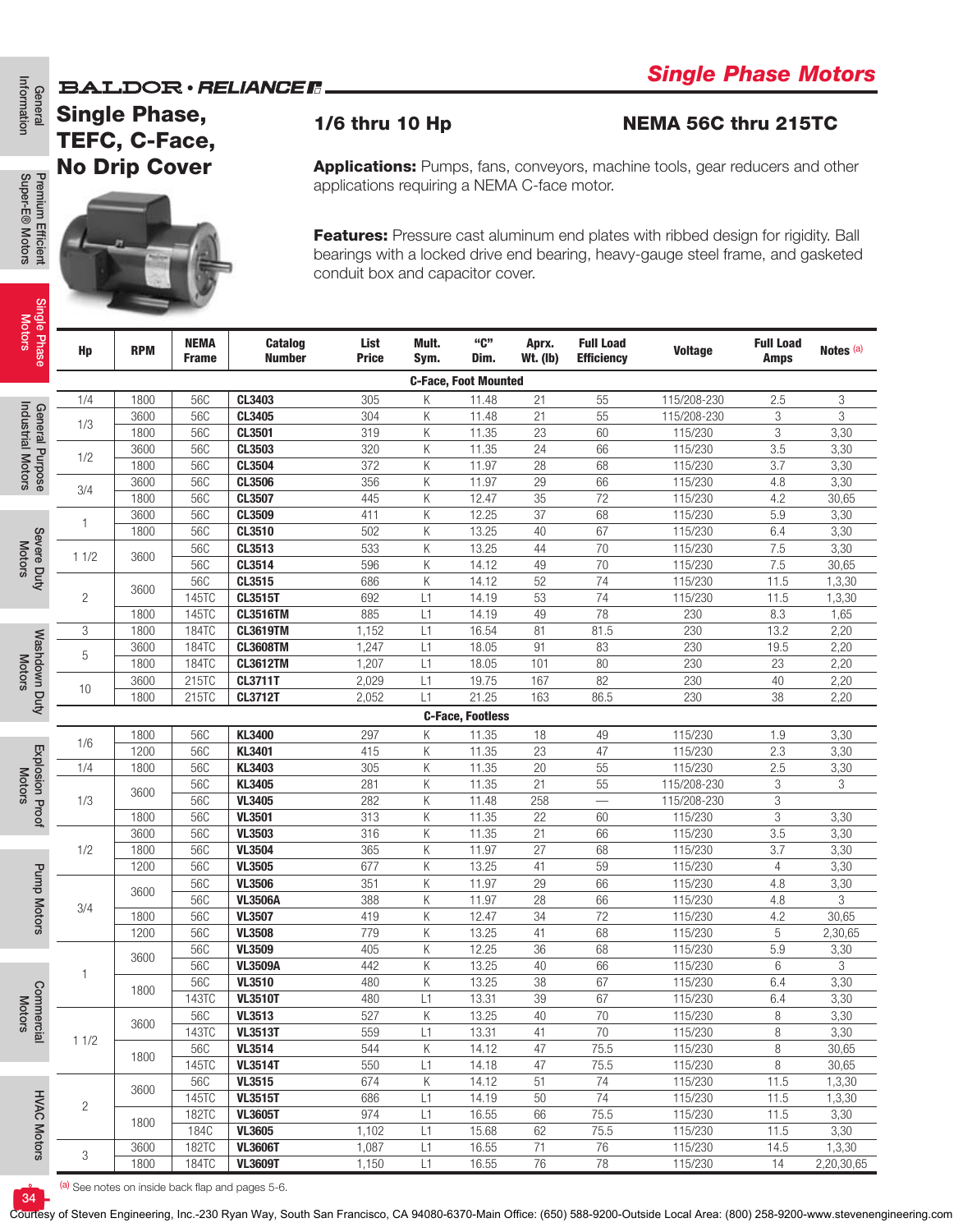# Single Phase Motors

## Single Phase, TEFC, C-Face, No Drip Cover

### 1/6 thru 10 Hp

### NEMA 56C thru 215TC

**Applications:** Pumps, fans, conveyors, machine tools, gear reducers and other applications requiring a NEMA C-face motor.

**Features:** Pressure cast aluminum end plates with ribbed design for rigidity. Ball bearings with a locked drive end bearing, heavy-gauge steel frame, and gasketed conduit box and capacitor cover.

| Hp | RPM | NEMA Frame | Catalog Number | List Price | Mult. Sym. | "C" Dim. | Aprx. Wt. (lb) | Full Load Efficiency | Voltage | Full Load Amps | Notes [a] |
|---|---|---|---|---|---|---|---|---|---|---|---|
| **C-Face, Foot Mounted** | | | | | | | | | | | |
| 1/4 | 1800 | 56C | **CL3403** | 305 | K | 11.48 | 21 | 55 | 115/208-230 | 2.5 | 3 |
| 1/3 | 3600 | 56C | **CL3405** | 304 | K | 11.48 | 21 | 55 | 115/208-230 | 3 | 3 |
| | 1800 | 56C | **CL3501** | 319 | K | 11.35 | 23 | 60 | 115/230 | 3 | 3,30 |
| 1/2 | 3600 | 56C | **CL3503** | 320 | K | 11.35 | 24 | 66 | 115/230 | 3.5 | 3,30 |
| | 1800 | 56C | **CL3504** | 372 | K | 11.97 | 28 | 68 | 115/230 | 3.7 | 3,30 |
| 3/4 | 3600 | 56C | **CL3506** | 356 | K | 11.97 | 29 | 66 | 115/230 | 4.8 | 3,30 |
| | 1800 | 56C | **CL3507** | 445 | K | 12.47 | 35 | 72 | 115/230 | 4.2 | 30,65 |
| 1 | 3600 | 56C | **CL3509** | 411 | K | 12.25 | 37 | 68 | 115/230 | 5.9 | 3,30 |
| | 1800 | 56C | **CL3510** | 502 | K | 13.25 | 40 | 67 | 115/230 | 6.4 | 3,30 |
| 1 1/2 | 3600 | 56C | **CL3513** | 533 | K | 13.25 | 44 | 70 | 115/230 | 7.5 | 3,30 |
| | | 56C | **CL3514** | 596 | K | 14.12 | 49 | 70 | 115/230 | 7.5 | 30,65 |
| 2 | 3600 | 56C | **CL3515** | 686 | K | 14.12 | 52 | 74 | 115/230 | 11.5 | 1,3,30 |
| | | 145TC | **CL3515T** | 692 | L1 | 14.19 | 53 | 74 | 115/230 | 11.5 | 1,3,30 |
| | 1800 | 145TC | **CL3516TM** | 885 | L1 | 14.19 | 49 | 78 | 230 | 8.3 | 1,65 |
| 3 | 1800 | 184TC | **CL3619TM** | 1,152 | L1 | 16.54 | 81 | 81.5 | 230 | 13.2 | 2,20 |
| 5 | 3600 | 184TC | **CL3608TM** | 1,247 | L1 | 18.05 | 91 | 83 | 230 | 19.5 | 2,20 |
| | 1800 | 184TC | **CL3612TM** | 1,207 | L1 | 18.05 | 101 | 80 | 230 | 23 | 2,20 |
| 10 | 3600 | 215TC | **CL3711T** | 2,029 | L1 | 19.75 | 167 | 82 | 230 | 40 | 2,20 |
| | 1800 | 215TC | **CL3712T** | 2,052 | L1 | 21.25 | 163 | 86.5 | 230 | 38 | 2,20 |
| **C-Face, Footless** | | | | | | | | | | | |
| 1/6 | 1800 | 56C | **KL3400** | 297 | K | 11.35 | 18 | 49 | 115/230 | 1.9 | 3,30 |
| | 1200 | 56C | **KL3401** | 415 | K | 11.35 | 23 | 47 | 115/230 | 2.3 | 3,30 |
| 1/4 | 1800 | 56C | **KL3403** | 305 | K | 11.35 | 20 | 55 | 115/230 | 2.5 | 3,30 |
| 1/3 | 3600 | 56C | **KL3405** | 281 | K | 11.35 | 21 | 55 | 115/208-230 | 3 | 3 |
| | | 56C | **VL3405** | 282 | K | 11.48 | 258 | — | 115/208-230 | 3 | |
| | 1800 | 56C | **VL3501** | 313 | K | 11.35 | 22 | 60 | 115/230 | 3 | 3,30 |
| 1/2 | 3600 | 56C | **VL3503** | 316 | K | 11.35 | 21 | 66 | 115/230 | 3.5 | 3,30 |
| | 1800 | 56C | **VL3504** | 365 | K | 11.97 | 27 | 68 | 115/230 | 3.7 | 3,30 |
| | 1200 | 56C | **VL3505** | 677 | K | 13.25 | 41 | 59 | 115/230 | 4 | 3,30 |
| 3/4 | 3600 | 56C | **VL3506** | 351 | K | 11.97 | 29 | 66 | 115/230 | 4.8 | 3,30 |
| | | 56C | **VL3506A** | 388 | K | 11.97 | 28 | 66 | 115/230 | 4.8 | 3 |
| | 1800 | 56C | **VL3507** | 419 | K | 12.47 | 34 | 72 | 115/230 | 4.2 | 30,65 |
| | 1200 | 56C | **VL3508** | 779 | K | 13.25 | 41 | 68 | 115/230 | 5 | 2,30,65 |
| 1 | 3600 | 56C | **VL3509** | 405 | K | 12.25 | 36 | 68 | 115/230 | 5.9 | 3,30 |
| | | 56C | **VL3509A** | 442 | K | 13.25 | 40 | 66 | 115/230 | 6 | 3 |
| | 1800 | 56C | **VL3510** | 480 | K | 13.25 | 38 | 67 | 115/230 | 6.4 | 3,30 |
| | | 143TC | **VL3510T** | 480 | L1 | 13.31 | 39 | 67 | 115/230 | 6.4 | 3,30 |
| 1 1/2 | 3600 | 56C | **VL3513** | 527 | K | 13.25 | 40 | 70 | 115/230 | 8 | 3,30 |
| | | 143TC | **VL3513T** | 559 | L1 | 13.31 | 41 | 70 | 115/230 | 8 | 3,30 |
| | 1800 | 56C | **VL3514** | 544 | K | 14.12 | 47 | 75.5 | 115/230 | 8 | 30,65 |
| | | 145TC | **VL3514T** | 550 | L1 | 14.18 | 47 | 75.5 | 115/230 | 8 | 30,65 |
| 2 | 3600 | 56C | **VL3515** | 674 | K | 14.12 | 51 | 74 | 115/230 | 11.5 | 1,3,30 |
| | | 145TC | **VL3515T** | 686 | L1 | 14.19 | 50 | 74 | 115/230 | 11.5 | 1,3,30 |
| | 1800 | 182TC | **VL3605T** | 974 | L1 | 16.55 | 66 | 75.5 | 115/230 | 11.5 | 3,30 |
| | | 184C | **VL3605** | 1,102 | L1 | 15.68 | 62 | 75.5 | 115/230 | 11.5 | 3,30 |
| 3 | 3600 | 182TC | **VL3606T** | 1,087 | L1 | 16.55 | 71 | 76 | 115/230 | 14.5 | 1,3,30 |
| | 1800 | 184TC | **VL3609T** | 1,150 | L1 | 16.55 | 76 | 78 | 115/230 | 14 | 2,20,30,65 |

[a] See notes on inside back flap and pages 5-6.

Courtesy of Steven Engineering, Inc.-230 Ryan Way, South San Francisco, CA 94080-6370-Main Office: (650) 588-9200-Outside Local Area: (800) 258-9200-www.stevenengineering.com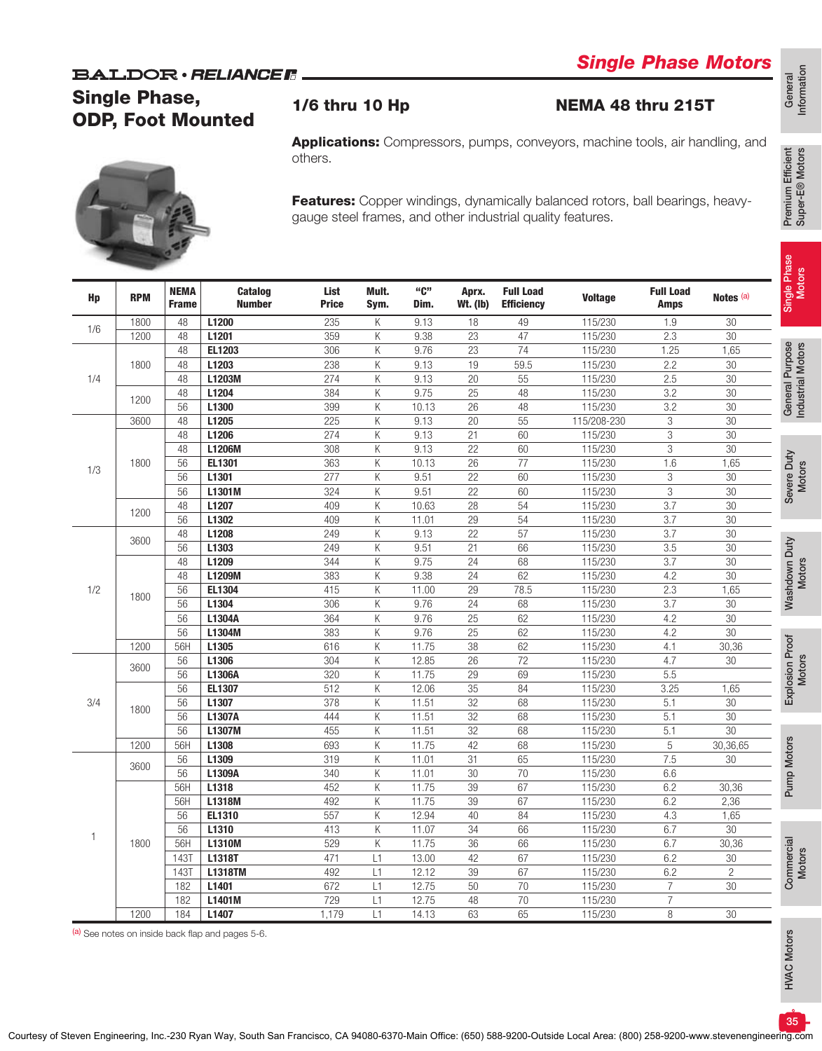# Single Phase Motors

BALDOR • RELIANCE

## Single Phase, ODP, Foot Mounted

### 1/6 thru 10 Hp

### NEMA 48 thru 215T

**Applications:** Compressors, pumps, conveyors, machine tools, air handling, and others.

**Features:** Copper windings, dynamically balanced rotors, ball bearings, heavy-gauge steel frames, and other industrial quality features.

| Hp | RPM | NEMA Frame | Catalog Number | List Price | Mult. Sym. | "C" Dim. | Aprx. Wt. (lb) | Full Load Efficiency | Voltage | Full Load Amps | Notes [a] |
|---|---|---|---|---|---|---|---|---|---|---|---|
| 1/6 | 1800 | 48 | **L1200** | 235 | K | 9.13 | 18 | 49 | 115/230 | 1.9 | 30 |
| | 1200 | 48 | **L1201** | 359 | K | 9.38 | 23 | 47 | 115/230 | 2.3 | 30 |
| 1/4 | 1800 | 48 | **EL1203** | 306 | K | 9.76 | 23 | 74 | 115/230 | 1.25 | 1,65 |
| | | 48 | **L1203** | 238 | K | 9.13 | 19 | 59.5 | 115/230 | 2.2 | 30 |
| | | 48 | **L1203M** | 274 | K | 9.13 | 20 | 55 | 115/230 | 2.5 | 30 |
| | 1200 | 48 | **L1204** | 384 | K | 9.75 | 25 | 48 | 115/230 | 3.2 | 30 |
| | | 56 | **L1300** | 399 | K | 10.13 | 26 | 48 | 115/230 | 3.2 | 30 |
| 1/3 | 3600 | 48 | **L1205** | 225 | K | 9.13 | 20 | 55 | 115/208-230 | 3 | 30 |
| | 1800 | 48 | **L1206** | 274 | K | 9.13 | 21 | 60 | 115/230 | 3 | 30 |
| | | 48 | **L1206M** | 308 | K | 9.13 | 22 | 60 | 115/230 | 3 | 30 |
| | | 56 | **EL1301** | 363 | K | 10.13 | 26 | 77 | 115/230 | 1.6 | 1,65 |
| | | 56 | **L1301** | 277 | K | 9.51 | 22 | 60 | 115/230 | 3 | 30 |
| | | 56 | **L1301M** | 324 | K | 9.51 | 22 | 60 | 115/230 | 3 | 30 |
| | 1200 | 48 | **L1207** | 409 | K | 10.63 | 28 | 54 | 115/230 | 3.7 | 30 |
| | | 56 | **L1302** | 409 | K | 11.01 | 29 | 54 | 115/230 | 3.7 | 30 |
| 1/2 | 3600 | 48 | **L1208** | 249 | K | 9.13 | 22 | 57 | 115/230 | 3.7 | 30 |
| | | 56 | **L1303** | 249 | K | 9.51 | 21 | 66 | 115/230 | 3.5 | 30 |
| | 1800 | 48 | **L1209** | 344 | K | 9.75 | 24 | 68 | 115/230 | 3.7 | 30 |
| | | 48 | **L1209M** | 383 | K | 9.38 | 24 | 62 | 115/230 | 4.2 | 30 |
| | | 56 | **EL1304** | 415 | K | 11.00 | 29 | 78.5 | 115/230 | 2.3 | 1,65 |
| | | 56 | **L1304** | 306 | K | 9.76 | 24 | 68 | 115/230 | 3.7 | 30 |
| | | 56 | **L1304A** | 364 | K | 9.76 | 25 | 62 | 115/230 | 4.2 | 30 |
| | | 56 | **L1304M** | 383 | K | 9.76 | 25 | 62 | 115/230 | 4.2 | 30 |
| | 1200 | 56H | **L1305** | 616 | K | 11.75 | 38 | 62 | 115/230 | 4.1 | 30,36 |
| 3/4 | 3600 | 56 | **L1306** | 304 | K | 12.85 | 26 | 72 | 115/230 | 4.7 | 30 |
| | | 56 | **L1306A** | 320 | K | 11.75 | 29 | 69 | 115/230 | 5.5 | |
| | 1800 | 56 | **EL1307** | 512 | K | 12.06 | 35 | 84 | 115/230 | 3.25 | 1,65 |
| | | 56 | **L1307** | 378 | K | 11.51 | 32 | 68 | 115/230 | 5.1 | 30 |
| | | 56 | **L1307A** | 444 | K | 11.51 | 32 | 68 | 115/230 | 5.1 | 30 |
| | | 56 | **L1307M** | 455 | K | 11.51 | 32 | 68 | 115/230 | 5.1 | 30 |
| | 1200 | 56H | **L1308** | 693 | K | 11.75 | 42 | 68 | 115/230 | 5 | 30,36,65 |
| 1 | 3600 | 56 | **L1309** | 319 | K | 11.01 | 31 | 65 | 115/230 | 7.5 | 30 |
| | | 56 | **L1309A** | 340 | K | 11.01 | 30 | 70 | 115/230 | 6.6 | |
| | 1800 | 56H | **L1318** | 452 | K | 11.75 | 39 | 67 | 115/230 | 6.2 | 30,36 |
| | | 56H | **L1318M** | 492 | K | 11.75 | 39 | 67 | 115/230 | 6.2 | 2,36 |
| | | 56 | **EL1310** | 557 | K | 12.94 | 40 | 84 | 115/230 | 4.3 | 1,65 |
| | | 56 | **L1310** | 413 | K | 11.07 | 34 | 66 | 115/230 | 6.7 | 30 |
| | | 56H | **L1310M** | 529 | K | 11.75 | 36 | 66 | 115/230 | 6.7 | 30,36 |
| | | 143T | **L1318T** | 471 | L1 | 13.00 | 42 | 67 | 115/230 | 6.2 | 30 |
| | | 143T | **L1318TM** | 492 | L1 | 12.12 | 39 | 67 | 115/230 | 6.2 | 2 |
| | | 182 | **L1401** | 672 | L1 | 12.75 | 50 | 70 | 115/230 | 7 | 30 |
| | | 182 | **L1401M** | 729 | L1 | 12.75 | 48 | 70 | 115/230 | 7 | |
| | 1200 | 184 | **L1407** | 1,179 | L1 | 14.13 | 63 | 65 | 115/230 | 8 | 30 |

[a] See notes on inside back flap and pages 5-6.

Courtesy of Steven Engineering, Inc.-230 Ryan Way, South San Francisco, CA 94080-6370-Main Office: (650) 588-9200-Outside Local Area: (800) 258-9200-www.stevenengineering.com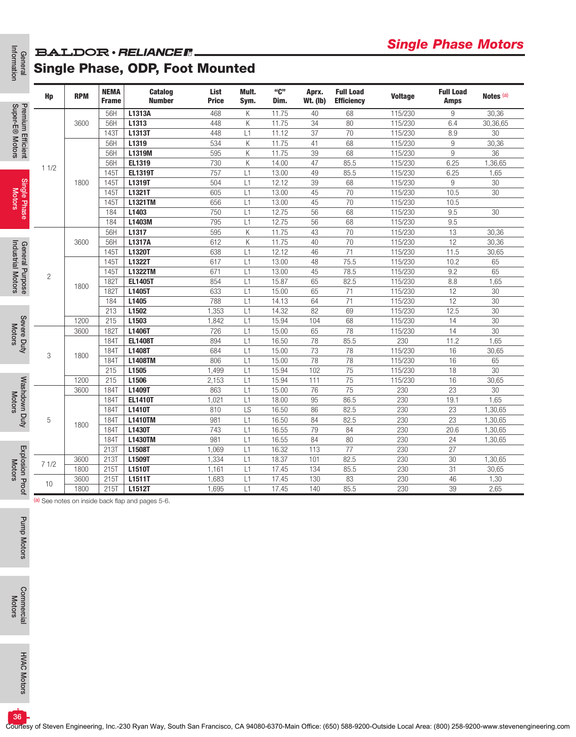## Single Phase Motors

# Single Phase, ODP, Foot Mounted

| Hp | RPM | NEMA Frame | Catalog Number | List Price | Mult. Sym. | "C" Dim. | Aprx. Wt. (lb) | Full Load Efficiency | Voltage | Full Load Amps | Notes [a] |
|---|---|---|---|---|---|---|---|---|---|---|---|
| 1 1/2 | 3600 | 56H | **L1313A** | 468 | K | 11.75 | 40 | 68 | 115/230 | 9 | 30,36 |
| | | 56H | **L1313** | 448 | K | 11.75 | 34 | 80 | 115/230 | 6.4 | 30,36,65 |
| | | 143T | **L1313T** | 448 | L1 | 11.12 | 37 | 70 | 115/230 | 8.9 | 30 |
| | 1800 | 56H | **L1319** | 534 | K | 11.75 | 41 | 68 | 115/230 | 9 | 30,36 |
| | | 56H | **L1319M** | 595 | K | 11.75 | 39 | 68 | 115/230 | 9 | 36 |
| | | 56H | **EL1319** | 730 | K | 14.00 | 47 | 85.5 | 115/230 | 6.25 | 1,36,65 |
| | | 145T | **EL1319T** | 757 | L1 | 13.00 | 49 | 85.5 | 115/230 | 6.25 | 1,65 |
| | | 145T | **L1319T** | 504 | L1 | 12.12 | 39 | 68 | 115/230 | 9 | 30 |
| | | 145T | **L1321T** | 605 | L1 | 13.00 | 45 | 70 | 115/230 | 10.5 | 30 |
| | | 145T | **L1321TM** | 656 | L1 | 13.00 | 45 | 70 | 115/230 | 10.5 | |
| | | 184 | **L1403** | 750 | L1 | 12.75 | 56 | 68 | 115/230 | 9.5 | 30 |
| | | 184 | **L1403M** | 795 | L1 | 12.75 | 56 | 68 | 115/230 | 9.5 | |
| 2 | 3600 | 56H | **L1317** | 595 | K | 11.75 | 43 | 70 | 115/230 | 13 | 30,36 |
| | | 56H | **L1317A** | 612 | K | 11.75 | 40 | 70 | 115/230 | 12 | 30,36 |
| | | 145T | **L1320T** | 638 | L1 | 12.12 | 46 | 71 | 115/230 | 11.5 | 30,65 |
| | 1800 | 145T | **L1322T** | 617 | L1 | 13.00 | 48 | 75.5 | 115/230 | 10.2 | 65 |
| | | 145T | **L1322TM** | 671 | L1 | 13.00 | 45 | 78.5 | 115/230 | 9.2 | 65 |
| | | 182T | **EL1405T** | 854 | L1 | 15.87 | 65 | 82.5 | 115/230 | 8.8 | 1,65 |
| | | 182T | **L1405T** | 633 | L1 | 15.00 | 65 | 71 | 115/230 | 12 | 30 |
| | | 184 | **L1405** | 788 | L1 | 14.13 | 64 | 71 | 115/230 | 12 | 30 |
| | | 213 | **L1502** | 1,353 | L1 | 14.32 | 82 | 69 | 115/230 | 12.5 | 30 |
| | 1200 | 215 | **L1503** | 1,842 | L1 | 15.94 | 104 | 68 | 115/230 | 14 | 30 |
| 3 | 3600 | 182T | **L1406T** | 726 | L1 | 15.00 | 65 | 78 | 115/230 | 14 | 30 |
| | 1800 | 184T | **EL1408T** | 894 | L1 | 16.50 | 78 | 85.5 | 230 | 11.2 | 1,65 |
| | | 184T | **L1408T** | 684 | L1 | 15.00 | 73 | 78 | 115/230 | 16 | 30,65 |
| | | 184T | **L1408TM** | 806 | L1 | 15.00 | 78 | 78 | 115/230 | 16 | 65 |
| | | 215 | **L1505** | 1,499 | L1 | 15.94 | 102 | 75 | 115/230 | 18 | 30 |
| | 1200 | 215 | **L1506** | 2,153 | L1 | 15.94 | 111 | 75 | 115/230 | 16 | 30,65 |
| 5 | 3600 | 184T | **L1409T** | 863 | L1 | 15.00 | 76 | 75 | 230 | 23 | 30 |
| | 1800 | 184T | **EL1410T** | 1,021 | L1 | 18.00 | 95 | 86.5 | 230 | 19.1 | 1,65 |
| | | 184T | **L1410T** | 810 | LS | 16.50 | 86 | 82.5 | 230 | 23 | 1,30,65 |
| | | 184T | **L1410TM** | 981 | L1 | 16.50 | 84 | 82.5 | 230 | 23 | 1,30,65 |
| | | 184T | **L1430T** | 743 | L1 | 16.55 | 79 | 84 | 230 | 20.6 | 1,30,65 |
| | | 184T | **L1430TM** | 981 | L1 | 16.55 | 84 | 80 | 230 | 24 | 1,30,65 |
| | | 213T | **L1508T** | 1,069 | L1 | 16.32 | 113 | 77 | 230 | 27 | |
| 7 1/2 | 3600 | 213T | **L1509T** | 1,334 | L1 | 18.37 | 101 | 82.5 | 230 | 30 | 1,30,65 |
| | 1800 | 215T | **L1510T** | 1,161 | L1 | 17.45 | 134 | 85.5 | 230 | 31 | 30,65 |
| 10 | 3600 | 215T | **L1511T** | 1,683 | L1 | 17.45 | 130 | 83 | 230 | 46 | 1,30 |
| | 1800 | 215T | **L1512T** | 1,695 | L1 | 17.45 | 140 | 85.5 | 230 | 39 | 2,65 |

[a] See notes on inside back flap and pages 5-6.

Courtesy of Steven Engineering, Inc.-230 Ryan Way, South San Francisco, CA 94080-6370-Main Office: (650) 588-9200-Outside Local Area: (800) 258-9200-www.stevenengineering.com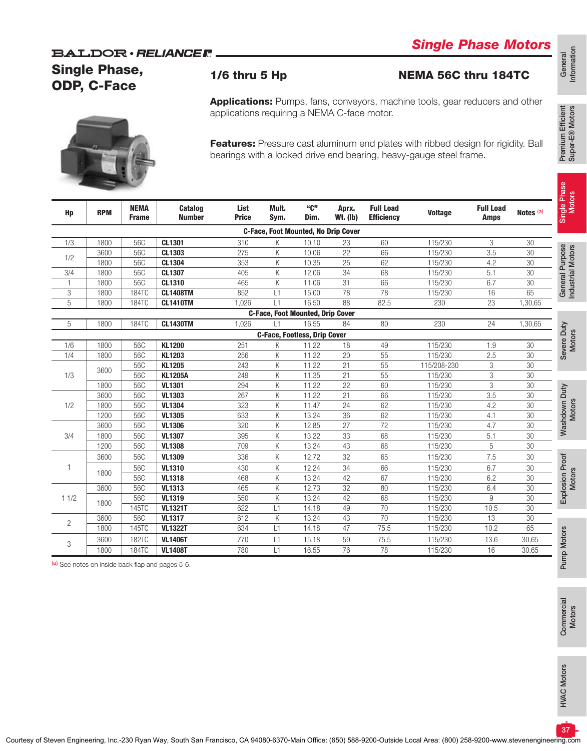BALDOR • RELIANCE

## Single Phase Motors

# Single Phase, ODP, C-Face

### 1/6 thru 5 Hp

### NEMA 56C thru 184TC

**Applications:** Pumps, fans, conveyors, machine tools, gear reducers and other applications requiring a NEMA C-face motor.

**Features:** Pressure cast aluminum end plates with ribbed design for rigidity. Ball bearings with a locked drive end bearing, heavy-gauge steel frame.

| Hp | RPM | NEMA Frame | Catalog Number | List Price | Mult. Sym. | "C" Dim. | Aprx. Wt. (lb) | Full Load Efficiency | Voltage | Full Load Amps | Notes [a] |
|---|---|---|---|---|---|---|---|---|---|---|---|
| **C-Face, Foot Mounted, No Drip Cover** | | | | | | | | | | | |
| 1/3 | 1800 | 56C | **CL1301** | 310 | K | 10.10 | 23 | 60 | 115/230 | 3 | 30 |
| 1/2 | 3600 | 56C | **CL1303** | 275 | K | 10.06 | 22 | 66 | 115/230 | 3.5 | 30 |
| | 1800 | 56C | **CL1304** | 353 | K | 10.35 | 25 | 62 | 115/230 | 4.2 | 30 |
| 3/4 | 1800 | 56C | **CL1307** | 405 | K | 12.06 | 34 | 68 | 115/230 | 5.1 | 30 |
| 1 | 1800 | 56C | **CL1310** | 465 | K | 11.06 | 31 | 66 | 115/230 | 6.7 | 30 |
| 3 | 1800 | 184TC | **CL1408TM** | 852 | L1 | 15.00 | 78 | 78 | 115/230 | 16 | 65 |
| 5 | 1800 | 184TC | **CL1410TM** | 1,026 | L1 | 16.50 | 88 | 82.5 | 230 | 23 | 1,30,65 |
| **C-Face, Foot Mounted, Drip Cover** | | | | | | | | | | | |
| 5 | 1800 | 184TC | **CL1430TM** | 1,026 | L1 | 16.55 | 84 | 80 | 230 | 24 | 1,30,65 |
| **C-Face, Footless, Drip Cover** | | | | | | | | | | | |
| 1/6 | 1800 | 56C | **KL1200** | 251 | K | 11.22 | 18 | 49 | 115/230 | 1.9 | 30 |
| 1/4 | 1800 | 56C | **KL1203** | 256 | K | 11.22 | 20 | 55 | 115/230 | 2.5 | 30 |
| 1/3 | 3600 | 56C | **KL1205** | 243 | K | 11.22 | 21 | 55 | 115/208-230 | 3 | 30 |
| | | 56C | **KL1205A** | 249 | K | 11.35 | 21 | 55 | 115/230 | 3 | 30 |
| | 1800 | 56C | **VL1301** | 294 | K | 11.22 | 22 | 60 | 115/230 | 3 | 30 |
| 1/2 | 3600 | 56C | **VL1303** | 267 | K | 11.22 | 21 | 66 | 115/230 | 3.5 | 30 |
| | 1800 | 56C | **VL1304** | 323 | K | 11.47 | 24 | 62 | 115/230 | 4.2 | 30 |
| | 1200 | 56C | **VL1305** | 633 | K | 13.24 | 36 | 62 | 115/230 | 4.1 | 30 |
| 3/4 | 3600 | 56C | **VL1306** | 320 | K | 12.85 | 27 | 72 | 115/230 | 4.7 | 30 |
| | 1800 | 56C | **VL1307** | 395 | K | 13.22 | 33 | 68 | 115/230 | 5.1 | 30 |
| | 1200 | 56C | **VL1308** | 709 | K | 13.24 | 43 | 68 | 115/230 | 5 | 30 |
| 1 | 3600 | 56C | **VL1309** | 336 | K | 12.72 | 32 | 65 | 115/230 | 7.5 | 30 |
| | 1800 | 56C | **VL1310** | 430 | K | 12.24 | 34 | 66 | 115/230 | 6.7 | 30 |
| | | 56C | **VL1318** | 468 | K | 13.24 | 42 | 67 | 115/230 | 6.2 | 30 |
| 1 1/2 | 3600 | 56C | **VL1313** | 465 | K | 12.73 | 32 | 80 | 115/230 | 6.4 | 30 |
| | 1800 | 56C | **VL1319** | 550 | K | 13.24 | 42 | 68 | 115/230 | 9 | 30 |
| | | 145TC | **VL1321T** | 622 | L1 | 14.18 | 49 | 70 | 115/230 | 10.5 | 30 |
| 2 | 3600 | 56C | **VL1317** | 612 | K | 13.24 | 43 | 70 | 115/230 | 13 | 30 |
| | 1800 | 145TC | **VL1322T** | 634 | L1 | 14.18 | 47 | 75.5 | 115/230 | 10.2 | 65 |
| 3 | 3600 | 182TC | **VL1406T** | 770 | L1 | 15.18 | 59 | 75.5 | 115/230 | 13.6 | 30,65 |
| | 1800 | 184TC | **VL1408T** | 780 | L1 | 16.55 | 76 | 78 | 115/230 | 16 | 30,65 |

[a] See notes on inside back flap and pages 5-6.

Courtesy of Steven Engineering, Inc.-230 Ryan Way, South San Francisco, CA 94080-6370-Main Office: (650) 588-9200-Outside Local Area: (800) 258-9200-www.stevenengineering.com